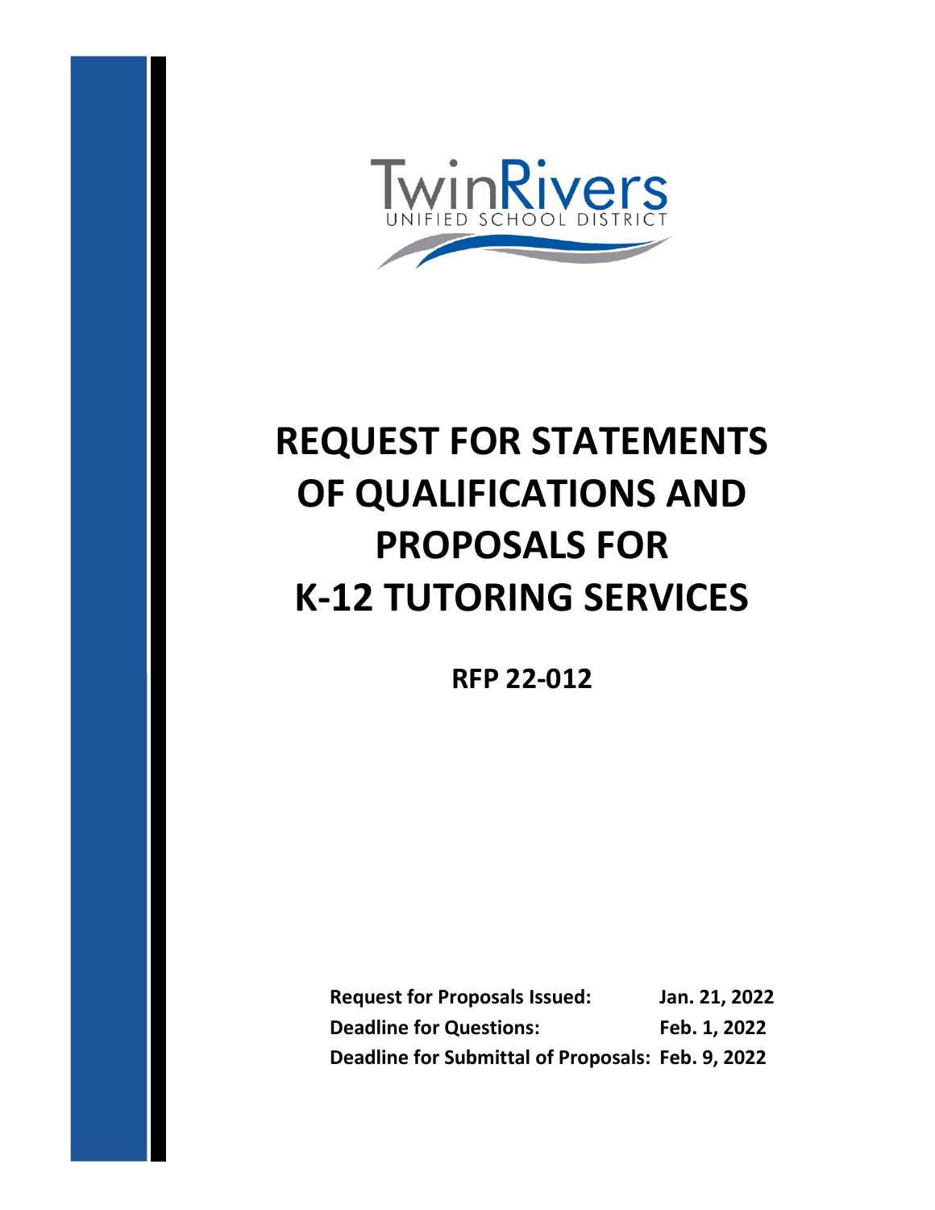TwinRivers
UNIFIED SCHOOL DISTRICT

# REQUEST FOR STATEMENTS OF QUALIFICATIONS AND PROPOSALS FOR K-12 TUTORING SERVICES

## RFP 22-012

| | |
|---|---|
| **Request for Proposals Issued:** | **Jan. 21, 2022** |
| **Deadline for Questions:** | **Feb. 1, 2022** |
| **Deadline for Submittal of Proposals:** | **Feb. 9, 2022** |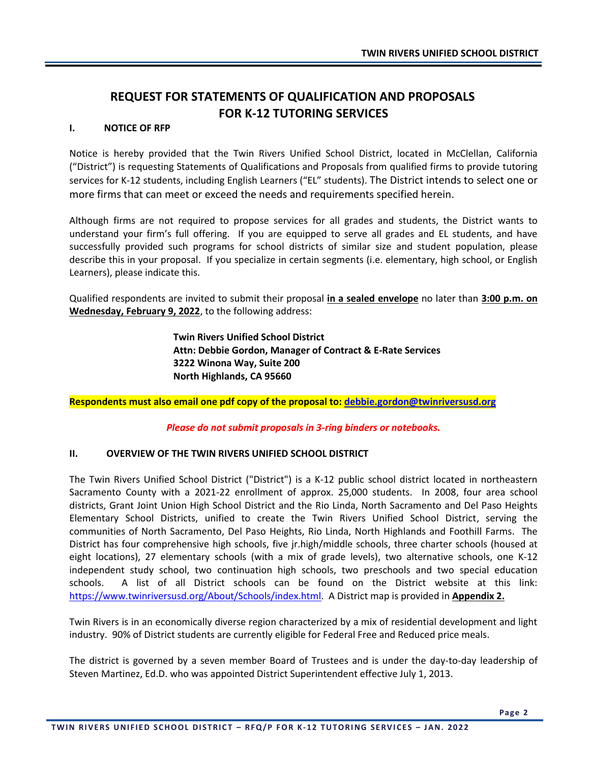# REQUEST FOR STATEMENTS OF QUALIFICATION AND PROPOSALS FOR K-12 TUTORING SERVICES

## I. NOTICE OF RFP

Notice is hereby provided that the Twin Rivers Unified School District, located in McClellan, California ("District") is requesting Statements of Qualifications and Proposals from qualified firms to provide tutoring services for K-12 students, including English Learners ("EL" students). The District intends to select one or more firms that can meet or exceed the needs and requirements specified herein.

Although firms are not required to propose services for all grades and students, the District wants to understand your firm's full offering. If you are equipped to serve all grades and EL students, and have successfully provided such programs for school districts of similar size and student population, please describe this in your proposal. If you specialize in certain segments (i.e. elementary, high school, or English Learners), please indicate this.

Qualified respondents are invited to submit their proposal **in a sealed envelope** no later than **3:00 p.m. on Wednesday, February 9, 2022**, to the following address:

**Twin Rivers Unified School District**
**Attn: Debbie Gordon, Manager of Contract & E-Rate Services**
**3222 Winona Way, Suite 200**
**North Highlands, CA 95660**

**Respondents must also email one pdf copy of the proposal to: debbie.gordon@twinriversusd.org**

***Please do not submit proposals in 3-ring binders or notebooks.***

## II. OVERVIEW OF THE TWIN RIVERS UNIFIED SCHOOL DISTRICT

The Twin Rivers Unified School District ("District") is a K-12 public school district located in northeastern Sacramento County with a 2021-22 enrollment of approx. 25,000 students. In 2008, four area school districts, Grant Joint Union High School District and the Rio Linda, North Sacramento and Del Paso Heights Elementary School Districts, unified to create the Twin Rivers Unified School District, serving the communities of North Sacramento, Del Paso Heights, Rio Linda, North Highlands and Foothill Farms. The District has four comprehensive high schools, five jr.high/middle schools, three charter schools (housed at eight locations), 27 elementary schools (with a mix of grade levels), two alternative schools, one K-12 independent study school, two continuation high schools, two preschools and two special education schools. A list of all District schools can be found on the District website at this link: https://www.twinriversusd.org/About/Schools/index.html. A District map is provided in **Appendix 2.**

Twin Rivers is in an economically diverse region characterized by a mix of residential development and light industry. 90% of District students are currently eligible for Federal Free and Reduced price meals.

The district is governed by a seven member Board of Trustees and is under the day-to-day leadership of Steven Martinez, Ed.D. who was appointed District Superintendent effective July 1, 2013.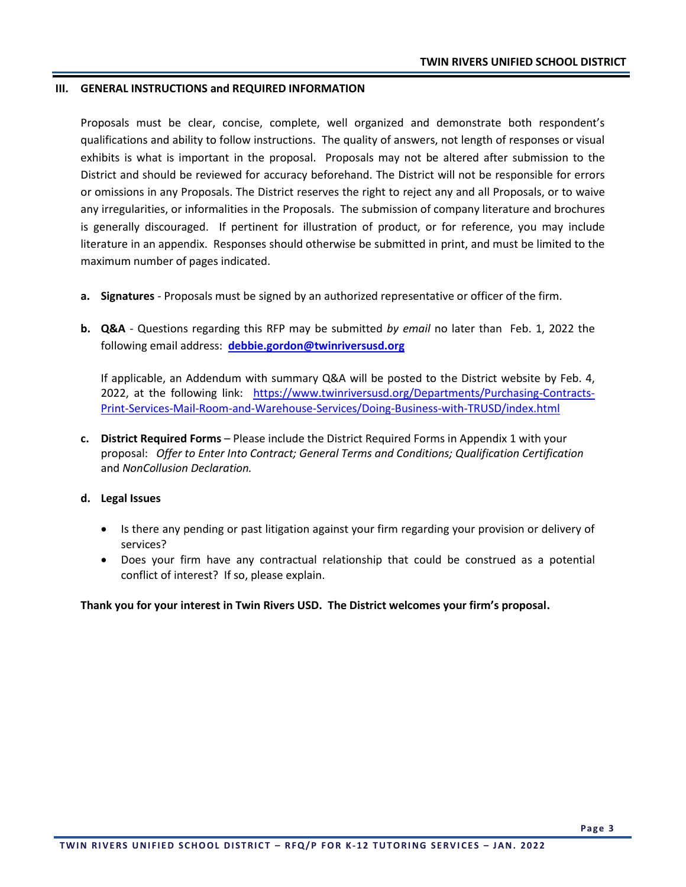## III. GENERAL INSTRUCTIONS and REQUIRED INFORMATION

Proposals must be clear, concise, complete, well organized and demonstrate both respondent's qualifications and ability to follow instructions. The quality of answers, not length of responses or visual exhibits is what is important in the proposal. Proposals may not be altered after submission to the District and should be reviewed for accuracy beforehand. The District will not be responsible for errors or omissions in any Proposals. The District reserves the right to reject any and all Proposals, or to waive any irregularities, or informalities in the Proposals. The submission of company literature and brochures is generally discouraged. If pertinent for illustration of product, or for reference, you may include literature in an appendix. Responses should otherwise be submitted in print, and must be limited to the maximum number of pages indicated.

**a. Signatures** - Proposals must be signed by an authorized representative or officer of the firm.

**b. Q&A** - Questions regarding this RFP may be submitted *by email* no later than Feb. 1, 2022 the following email address: **[debbie.gordon@twinriversusd.org](mailto:debbie.gordon@twinriversusd.org)**

If applicable, an Addendum with summary Q&A will be posted to the District website by Feb. 4, 2022, at the following link: [https://www.twinriversusd.org/Departments/Purchasing-Contracts-Print-Services-Mail-Room-and-Warehouse-Services/Doing-Business-with-TRUSD/index.html](https://www.twinriversusd.org/Departments/Purchasing-Contracts-Print-Services-Mail-Room-and-Warehouse-Services/Doing-Business-with-TRUSD/index.html)

**c. District Required Forms** – Please include the District Required Forms in Appendix 1 with your proposal: *Offer to Enter Into Contract; General Terms and Conditions; Qualification Certification* and *NonCollusion Declaration.*

**d. Legal Issues**

- Is there any pending or past litigation against your firm regarding your provision or delivery of services?
- Does your firm have any contractual relationship that could be construed as a potential conflict of interest? If so, please explain.

**Thank you for your interest in Twin Rivers USD. The District welcomes your firm's proposal.**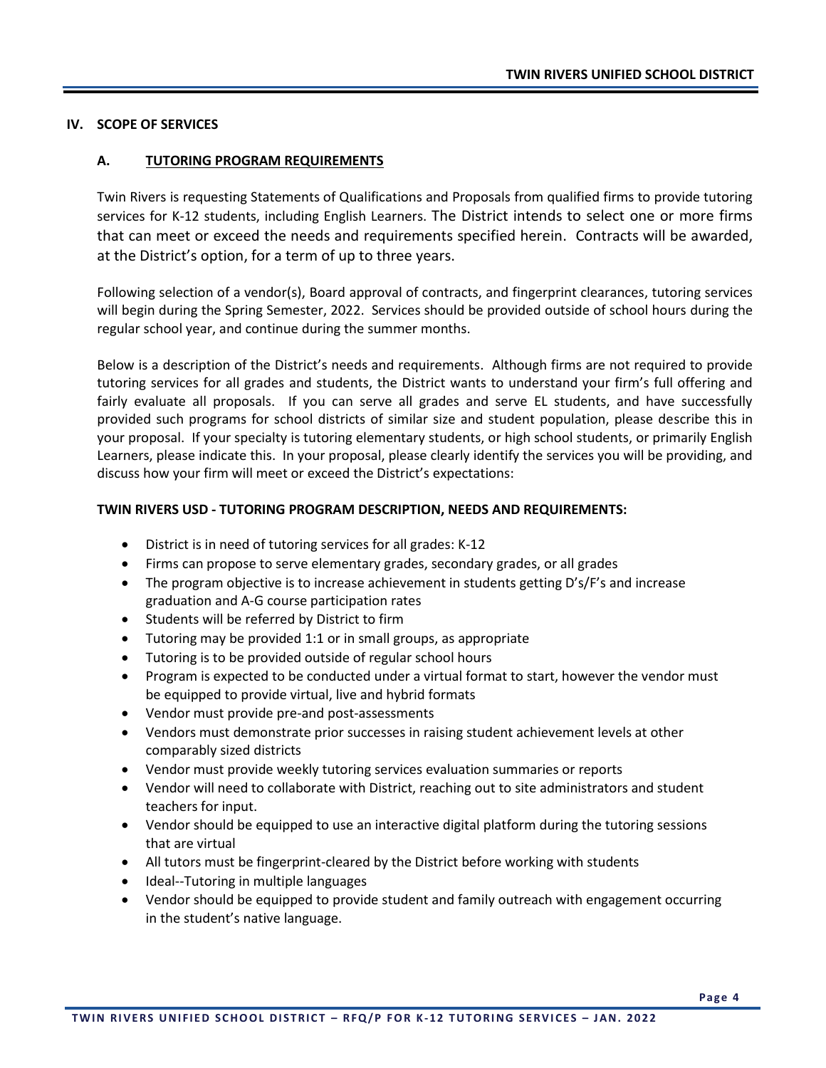## IV. SCOPE OF SERVICES

### A. TUTORING PROGRAM REQUIREMENTS

Twin Rivers is requesting Statements of Qualifications and Proposals from qualified firms to provide tutoring services for K-12 students, including English Learners. The District intends to select one or more firms that can meet or exceed the needs and requirements specified herein. Contracts will be awarded, at the District's option, for a term of up to three years.

Following selection of a vendor(s), Board approval of contracts, and fingerprint clearances, tutoring services will begin during the Spring Semester, 2022. Services should be provided outside of school hours during the regular school year, and continue during the summer months.

Below is a description of the District's needs and requirements. Although firms are not required to provide tutoring services for all grades and students, the District wants to understand your firm's full offering and fairly evaluate all proposals. If you can serve all grades and serve EL students, and have successfully provided such programs for school districts of similar size and student population, please describe this in your proposal. If your specialty is tutoring elementary students, or high school students, or primarily English Learners, please indicate this. In your proposal, please clearly identify the services you will be providing, and discuss how your firm will meet or exceed the District's expectations:

**TWIN RIVERS USD - TUTORING PROGRAM DESCRIPTION, NEEDS AND REQUIREMENTS:**

- District is in need of tutoring services for all grades: K-12
- Firms can propose to serve elementary grades, secondary grades, or all grades
- The program objective is to increase achievement in students getting D's/F's and increase graduation and A-G course participation rates
- Students will be referred by District to firm
- Tutoring may be provided 1:1 or in small groups, as appropriate
- Tutoring is to be provided outside of regular school hours
- Program is expected to be conducted under a virtual format to start, however the vendor must be equipped to provide virtual, live and hybrid formats
- Vendor must provide pre-and post-assessments
- Vendors must demonstrate prior successes in raising student achievement levels at other comparably sized districts
- Vendor must provide weekly tutoring services evaluation summaries or reports
- Vendor will need to collaborate with District, reaching out to site administrators and student teachers for input.
- Vendor should be equipped to use an interactive digital platform during the tutoring sessions that are virtual
- All tutors must be fingerprint-cleared by the District before working with students
- Ideal--Tutoring in multiple languages
- Vendor should be equipped to provide student and family outreach with engagement occurring in the student's native language.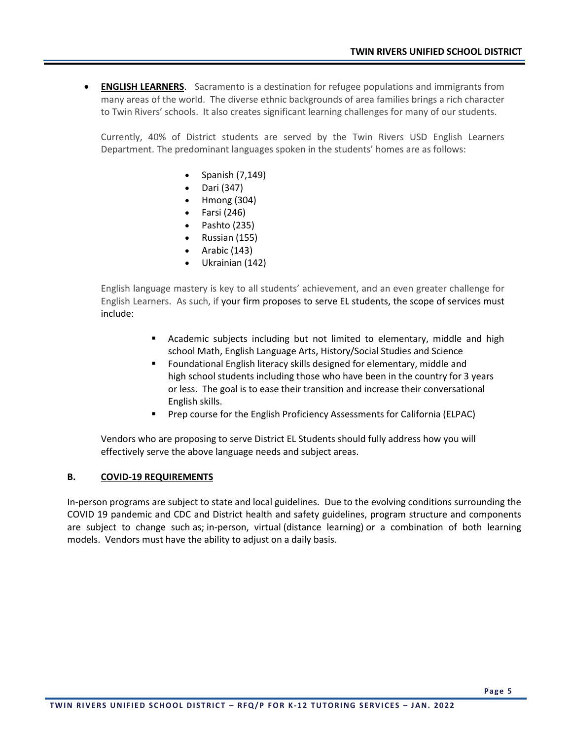- **ENGLISH LEARNERS**. Sacramento is a destination for refugee populations and immigrants from many areas of the world. The diverse ethnic backgrounds of area families brings a rich character to Twin Rivers' schools. It also creates significant learning challenges for many of our students.

  Currently, 40% of District students are served by the Twin Rivers USD English Learners Department. The predominant languages spoken in the students' homes are as follows:

  - Spanish (7,149)
  - Dari (347)
  - Hmong (304)
  - Farsi (246)
  - Pashto (235)
  - Russian (155)
  - Arabic (143)
  - Ukrainian (142)

  English language mastery is key to all students' achievement, and an even greater challenge for English Learners. As such, if your firm proposes to serve EL students, the scope of services must include:

  - Academic subjects including but not limited to elementary, middle and high school Math, English Language Arts, History/Social Studies and Science
  - Foundational English literacy skills designed for elementary, middle and high school students including those who have been in the country for 3 years or less. The goal is to ease their transition and increase their conversational English skills.
  - Prep course for the English Proficiency Assessments for California (ELPAC)

  Vendors who are proposing to serve District EL Students should fully address how you will effectively serve the above language needs and subject areas.

## B. COVID-19 REQUIREMENTS

In-person programs are subject to state and local guidelines. Due to the evolving conditions surrounding the COVID 19 pandemic and CDC and District health and safety guidelines, program structure and components are subject to change such as; in-person, virtual (distance learning) or a combination of both learning models. Vendors must have the ability to adjust on a daily basis.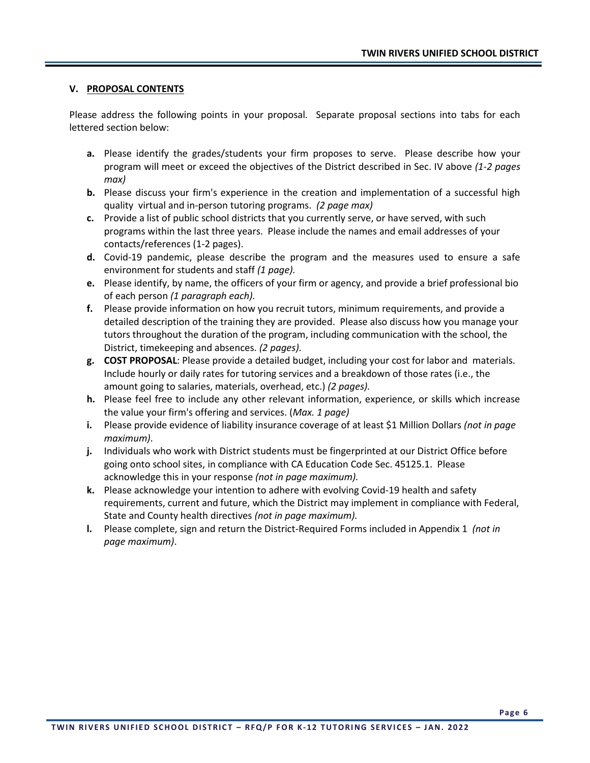## V. PROPOSAL CONTENTS

Please address the following points in your proposal. Separate proposal sections into tabs for each lettered section below:

- **a.** Please identify the grades/students your firm proposes to serve. Please describe how your program will meet or exceed the objectives of the District described in Sec. IV above *(1-2 pages max)*
- **b.** Please discuss your firm's experience in the creation and implementation of a successful high quality virtual and in-person tutoring programs. *(2 page max)*
- **c.** Provide a list of public school districts that you currently serve, or have served, with such programs within the last three years. Please include the names and email addresses of your contacts/references (1-2 pages).
- **d.** Covid-19 pandemic, please describe the program and the measures used to ensure a safe environment for students and staff *(1 page).*
- **e.** Please identify, by name, the officers of your firm or agency, and provide a brief professional bio of each person *(1 paragraph each).*
- **f.** Please provide information on how you recruit tutors, minimum requirements, and provide a detailed description of the training they are provided. Please also discuss how you manage your tutors throughout the duration of the program, including communication with the school, the District, timekeeping and absences. *(2 pages).*
- **g.** **COST PROPOSAL**: Please provide a detailed budget, including your cost for labor and materials. Include hourly or daily rates for tutoring services and a breakdown of those rates (i.e., the amount going to salaries, materials, overhead, etc.) *(2 pages).*
- **h.** Please feel free to include any other relevant information, experience, or skills which increase the value your firm's offering and services. (*Max. 1 page)*
- **i.** Please provide evidence of liability insurance coverage of at least $1 Million Dollars *(not in page maximum)*.
- **j.** Individuals who work with District students must be fingerprinted at our District Office before going onto school sites, in compliance with CA Education Code Sec. 45125.1. Please acknowledge this in your response *(not in page maximum).*
- **k.** Please acknowledge your intention to adhere with evolving Covid-19 health and safety requirements, current and future, which the District may implement in compliance with Federal, State and County health directives *(not in page maximum).*
- **l.** Please complete, sign and return the District-Required Forms included in Appendix 1 *(not in page maximum)*.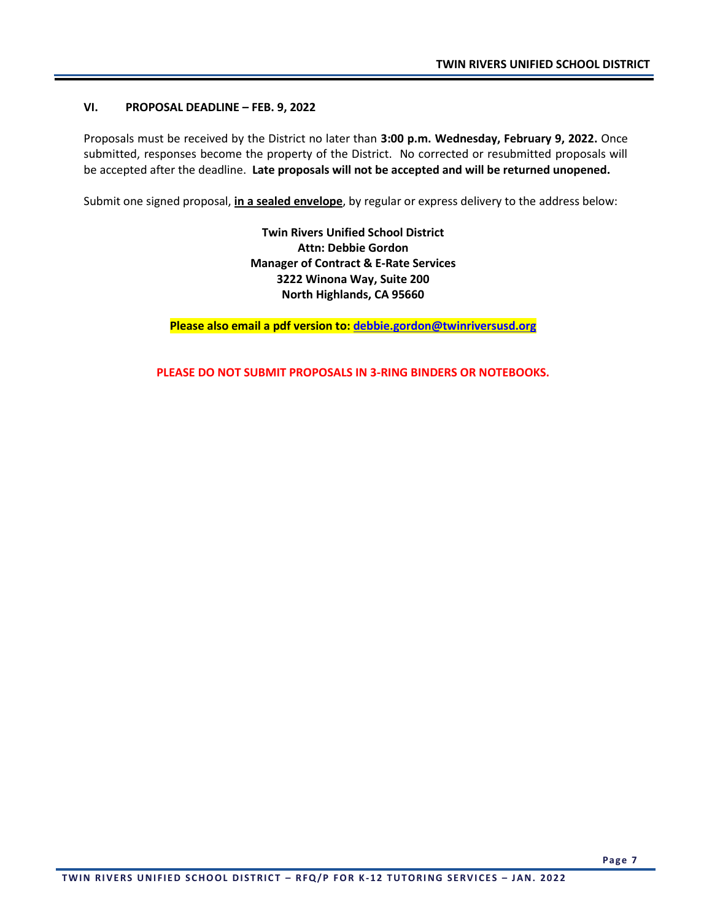## VI. PROPOSAL DEADLINE – FEB. 9, 2022

Proposals must be received by the District no later than **3:00 p.m. Wednesday, February 9, 2022.** Once submitted, responses become the property of the District. No corrected or resubmitted proposals will be accepted after the deadline. **Late proposals will not be accepted and will be returned unopened.**

Submit one signed proposal, **in a sealed envelope**, by regular or express delivery to the address below:

**Twin Rivers Unified School District**
**Attn: Debbie Gordon**
**Manager of Contract & E-Rate Services**
**3222 Winona Way, Suite 200**
**North Highlands, CA 95660**

**Please also email a pdf version to: debbie.gordon@twinriversusd.org**

**PLEASE DO NOT SUBMIT PROPOSALS IN 3-RING BINDERS OR NOTEBOOKS.**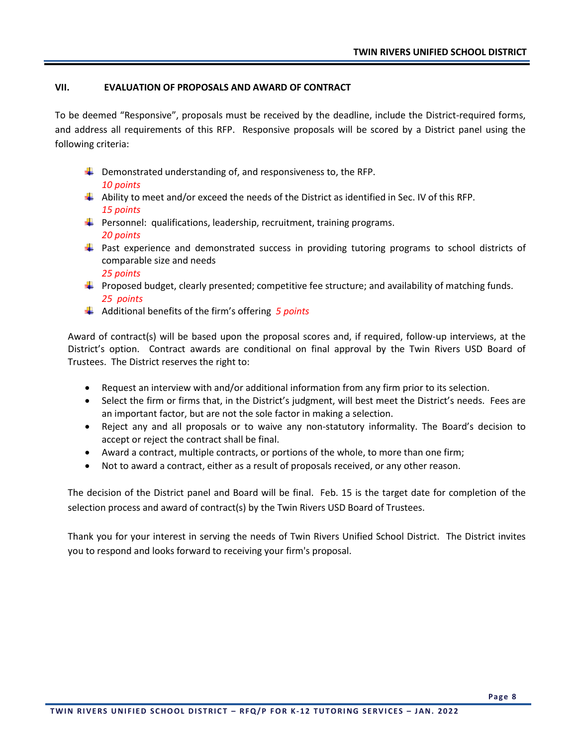## VII. EVALUATION OF PROPOSALS AND AWARD OF CONTRACT

To be deemed "Responsive", proposals must be received by the deadline, include the District-required forms, and address all requirements of this RFP. Responsive proposals will be scored by a District panel using the following criteria:

- Demonstrated understanding of, and responsiveness to, the RFP.
  *10 points*
- Ability to meet and/or exceed the needs of the District as identified in Sec. IV of this RFP.
  *15 points*
- Personnel: qualifications, leadership, recruitment, training programs.
  *20 points*
- Past experience and demonstrated success in providing tutoring programs to school districts of comparable size and needs
  *25 points*
- Proposed budget, clearly presented; competitive fee structure; and availability of matching funds.
  *25 points*
- Additional benefits of the firm's offering *5 points*

Award of contract(s) will be based upon the proposal scores and, if required, follow-up interviews, at the District's option. Contract awards are conditional on final approval by the Twin Rivers USD Board of Trustees. The District reserves the right to:

- Request an interview with and/or additional information from any firm prior to its selection.
- Select the firm or firms that, in the District's judgment, will best meet the District's needs. Fees are an important factor, but are not the sole factor in making a selection.
- Reject any and all proposals or to waive any non-statutory informality. The Board's decision to accept or reject the contract shall be final.
- Award a contract, multiple contracts, or portions of the whole, to more than one firm;
- Not to award a contract, either as a result of proposals received, or any other reason.

The decision of the District panel and Board will be final. Feb. 15 is the target date for completion of the selection process and award of contract(s) by the Twin Rivers USD Board of Trustees.

Thank you for your interest in serving the needs of Twin Rivers Unified School District. The District invites you to respond and looks forward to receiving your firm's proposal.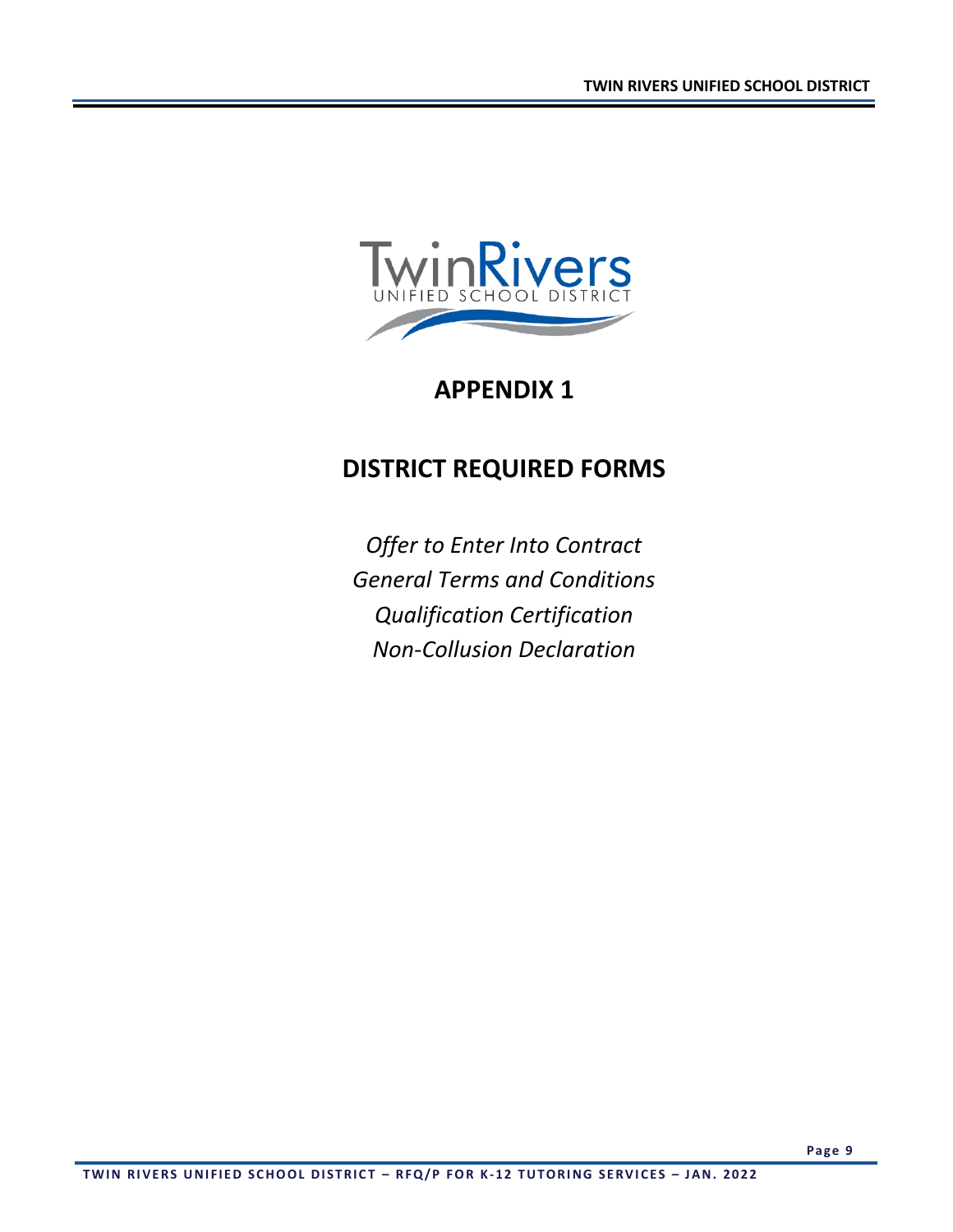# APPENDIX 1

# DISTRICT REQUIRED FORMS

*Offer to Enter Into Contract*

*General Terms and Conditions*

*Qualification Certification*

*Non-Collusion Declaration*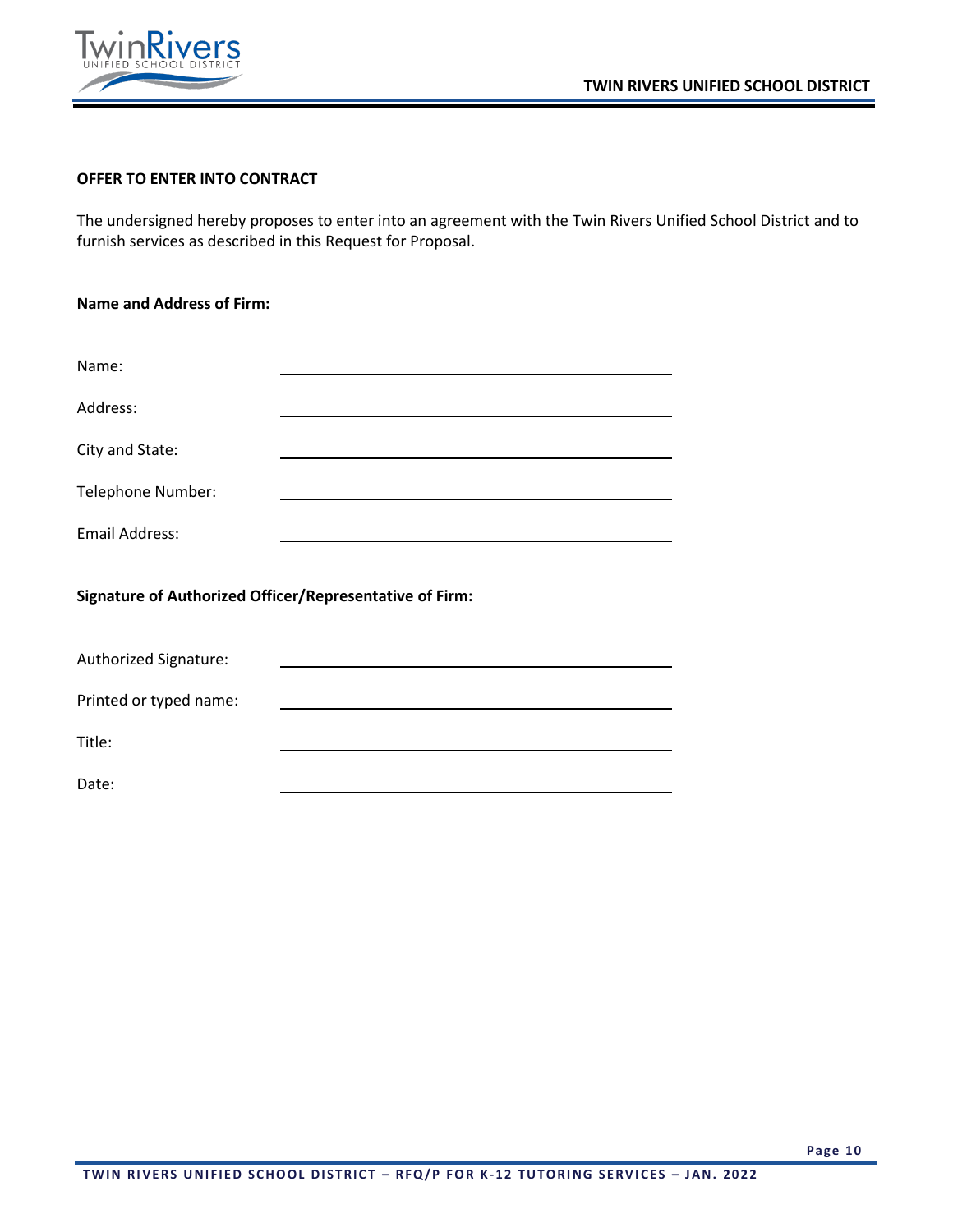**OFFER TO ENTER INTO CONTRACT**

The undersigned hereby proposes to enter into an agreement with the Twin Rivers Unified School District and to furnish services as described in this Request for Proposal.

**Name and Address of Firm:**

Name: \_\_\_\_\_\_\_\_\_\_\_\_\_\_\_\_\_\_\_\_\_\_\_\_\_\_\_\_\_\_\_\_\_\_\_\_\_\_\_\_

Address: \_\_\_\_\_\_\_\_\_\_\_\_\_\_\_\_\_\_\_\_\_\_\_\_\_\_\_\_\_\_\_\_\_\_\_\_\_\_\_\_

City and State: \_\_\_\_\_\_\_\_\_\_\_\_\_\_\_\_\_\_\_\_\_\_\_\_\_\_\_\_\_\_\_\_\_\_\_\_\_\_\_\_

Telephone Number: \_\_\_\_\_\_\_\_\_\_\_\_\_\_\_\_\_\_\_\_\_\_\_\_\_\_\_\_\_\_\_\_\_\_\_\_\_\_\_\_

Email Address: \_\_\_\_\_\_\_\_\_\_\_\_\_\_\_\_\_\_\_\_\_\_\_\_\_\_\_\_\_\_\_\_\_\_\_\_\_\_\_\_

**Signature of Authorized Officer/Representative of Firm:**

Authorized Signature: \_\_\_\_\_\_\_\_\_\_\_\_\_\_\_\_\_\_\_\_\_\_\_\_\_\_\_\_\_\_\_\_\_\_\_\_\_\_\_\_

Printed or typed name: \_\_\_\_\_\_\_\_\_\_\_\_\_\_\_\_\_\_\_\_\_\_\_\_\_\_\_\_\_\_\_\_\_\_\_\_\_\_\_\_

Title: \_\_\_\_\_\_\_\_\_\_\_\_\_\_\_\_\_\_\_\_\_\_\_\_\_\_\_\_\_\_\_\_\_\_\_\_\_\_\_\_

Date: \_\_\_\_\_\_\_\_\_\_\_\_\_\_\_\_\_\_\_\_\_\_\_\_\_\_\_\_\_\_\_\_\_\_\_\_\_\_\_\_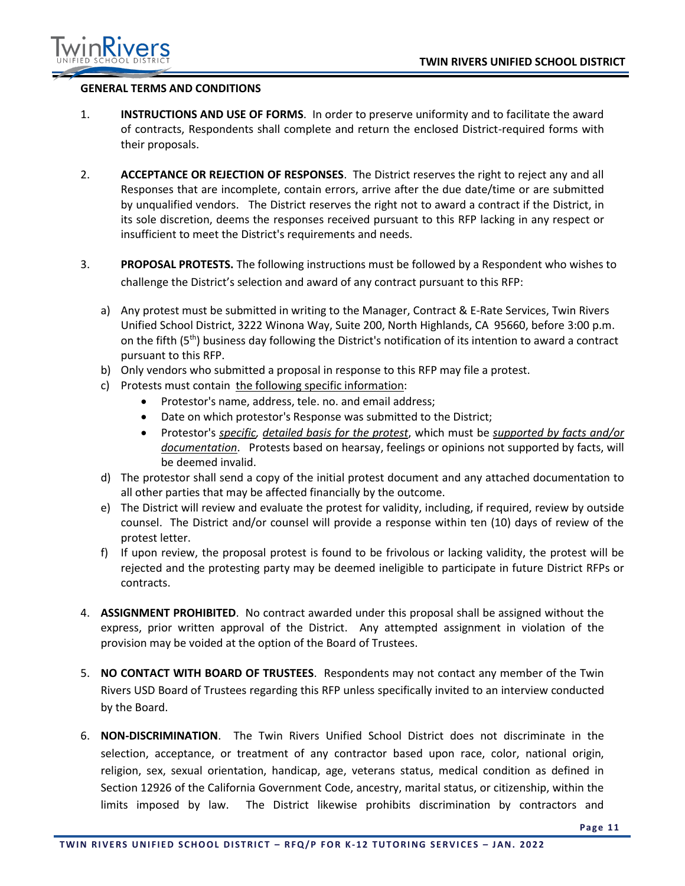**GENERAL TERMS AND CONDITIONS**

1. **INSTRUCTIONS AND USE OF FORMS**. In order to preserve uniformity and to facilitate the award of contracts, Respondents shall complete and return the enclosed District-required forms with their proposals.

2. **ACCEPTANCE OR REJECTION OF RESPONSES**. The District reserves the right to reject any and all Responses that are incomplete, contain errors, arrive after the due date/time or are submitted by unqualified vendors. The District reserves the right not to award a contract if the District, in its sole discretion, deems the responses received pursuant to this RFP lacking in any respect or insufficient to meet the District's requirements and needs.

3. **PROPOSAL PROTESTS.** The following instructions must be followed by a Respondent who wishes to challenge the District's selection and award of any contract pursuant to this RFP:

   a) Any protest must be submitted in writing to the Manager, Contract & E-Rate Services, Twin Rivers Unified School District, 3222 Winona Way, Suite 200, North Highlands, CA 95660, before 3:00 p.m. on the fifth (5th) business day following the District's notification of its intention to award a contract pursuant to this RFP.
   b) Only vendors who submitted a proposal in response to this RFP may file a protest.
   c) Protests must contain <u>the following specific information</u>:
      - Protestor's name, address, tele. no. and email address;
      - Date on which protestor's Response was submitted to the District;
      - Protestor's <u>*specific, detailed basis for the protest*</u>, which must be <u>*supported by facts and/or documentation*</u>. Protests based on hearsay, feelings or opinions not supported by facts, will be deemed invalid.
   d) The protestor shall send a copy of the initial protest document and any attached documentation to all other parties that may be affected financially by the outcome.
   e) The District will review and evaluate the protest for validity, including, if required, review by outside counsel. The District and/or counsel will provide a response within ten (10) days of review of the protest letter.
   f) If upon review, the proposal protest is found to be frivolous or lacking validity, the protest will be rejected and the protesting party may be deemed ineligible to participate in future District RFPs or contracts.

4. **ASSIGNMENT PROHIBITED**. No contract awarded under this proposal shall be assigned without the express, prior written approval of the District. Any attempted assignment in violation of the provision may be voided at the option of the Board of Trustees.

5. **NO CONTACT WITH BOARD OF TRUSTEES**. Respondents may not contact any member of the Twin Rivers USD Board of Trustees regarding this RFP unless specifically invited to an interview conducted by the Board.

6. **NON-DISCRIMINATION**. The Twin Rivers Unified School District does not discriminate in the selection, acceptance, or treatment of any contractor based upon race, color, national origin, religion, sex, sexual orientation, handicap, age, veterans status, medical condition as defined in Section 12926 of the California Government Code, ancestry, marital status, or citizenship, within the limits imposed by law. The District likewise prohibits discrimination by contractors and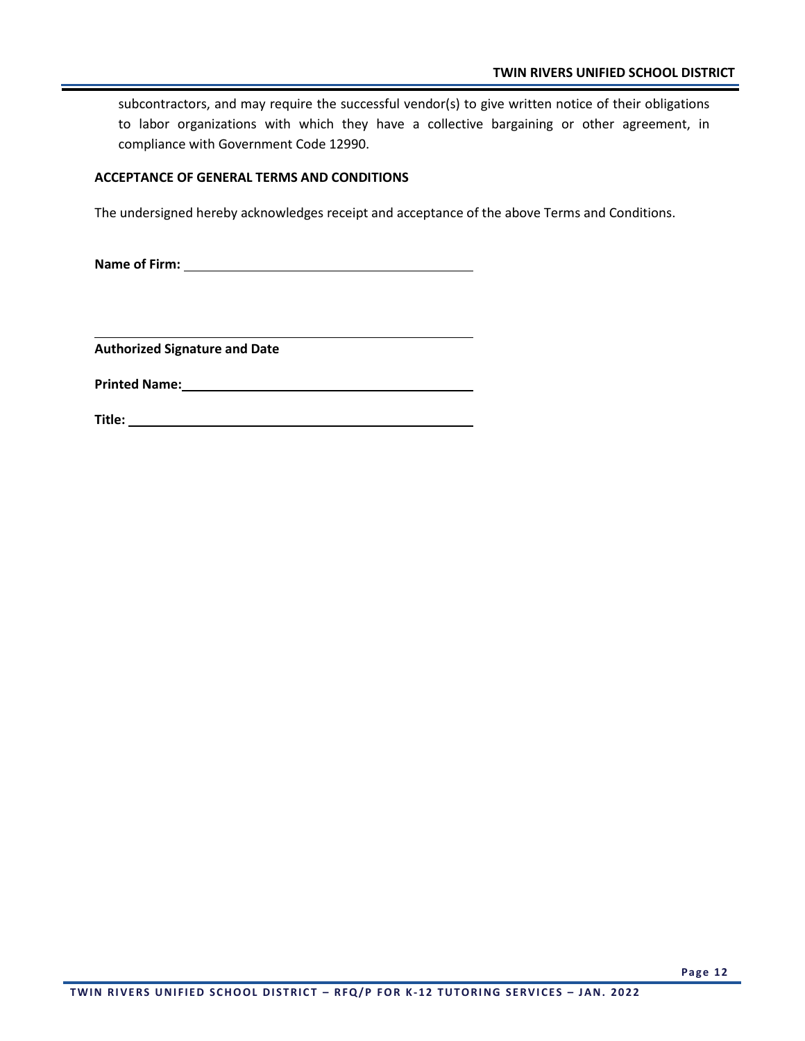subcontractors, and may require the successful vendor(s) to give written notice of their obligations to labor organizations with which they have a collective bargaining or other agreement, in compliance with Government Code 12990.

**ACCEPTANCE OF GENERAL TERMS AND CONDITIONS**

The undersigned hereby acknowledges receipt and acceptance of the above Terms and Conditions.

**Name of Firm:** ______________________________

______________________________

**Authorized Signature and Date**

**Printed Name:** ______________________________

**Title:** ______________________________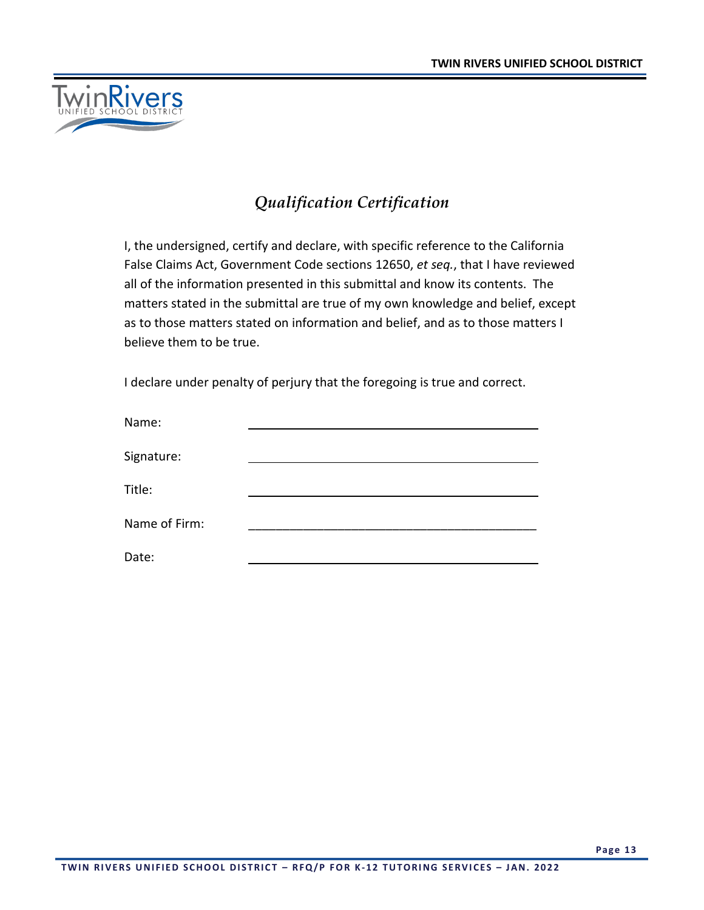# *Qualification Certification*

I, the undersigned, certify and declare, with specific reference to the California False Claims Act, Government Code sections 12650, *et seq.*, that I have reviewed all of the information presented in this submittal and know its contents. The matters stated in the submittal are true of my own knowledge and belief, except as to those matters stated on information and belief, and as to those matters I believe them to be true.

I declare under penalty of perjury that the foregoing is true and correct.

Name: ____________________________________________

Signature: ____________________________________________

Title: ____________________________________________

Name of Firm: ____________________________________________

Date: ____________________________________________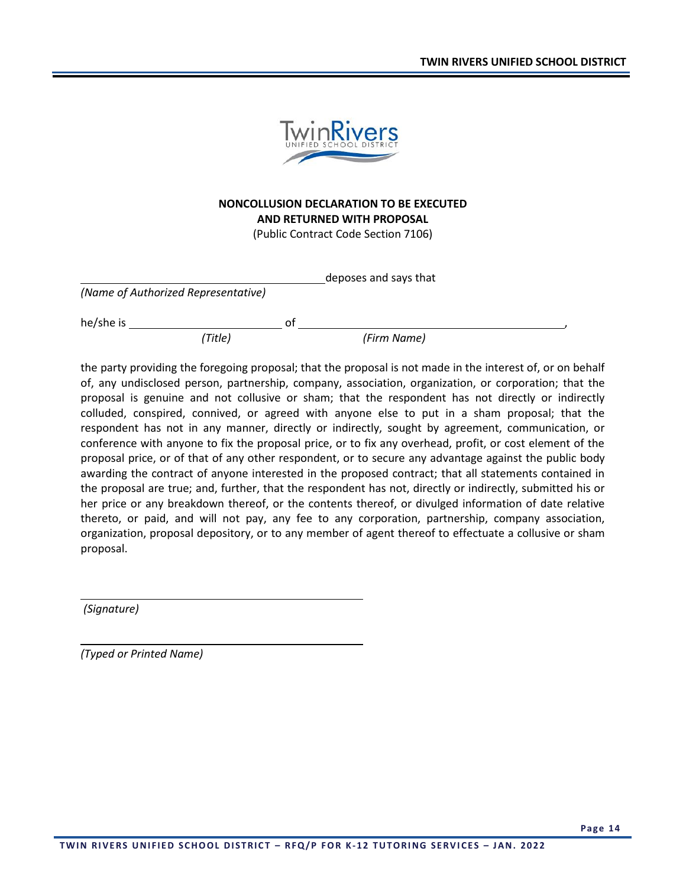**NONCOLLUSION DECLARATION TO BE EXECUTED AND RETURNED WITH PROPOSAL**
(Public Contract Code Section 7106)

\_\_\_\_\_\_\_\_\_\_\_\_\_\_\_\_\_\_\_\_\_\_\_\_\_\_\_\_\_\_\_\_\_\_\_\_ deposes and says that
*(Name of Authorized Representative)*

he/she is \_\_\_\_\_\_\_\_\_\_\_\_\_\_\_\_\_\_\_\_\_\_\_ of \_\_\_\_\_\_\_\_\_\_\_\_\_\_\_\_\_\_\_\_\_\_\_\_\_\_\_\_\_\_\_\_\_\_\_\_\_\_\_\_,
*(Title)* *(Firm Name)*

the party providing the foregoing proposal; that the proposal is not made in the interest of, or on behalf of, any undisclosed person, partnership, company, association, organization, or corporation; that the proposal is genuine and not collusive or sham; that the respondent has not directly or indirectly colluded, conspired, connived, or agreed with anyone else to put in a sham proposal; that the respondent has not in any manner, directly or indirectly, sought by agreement, communication, or conference with anyone to fix the proposal price, or to fix any overhead, profit, or cost element of the proposal price, or of that of any other respondent, or to secure any advantage against the public body awarding the contract of anyone interested in the proposed contract; that all statements contained in the proposal are true; and, further, that the respondent has not, directly or indirectly, submitted his or her price or any breakdown thereof, or the contents thereof, or divulged information of date relative thereto, or paid, and will not pay, any fee to any corporation, partnership, company association, organization, proposal depository, or to any member of agent thereof to effectuate a collusive or sham proposal.

\_\_\_\_\_\_\_\_\_\_\_\_\_\_\_\_\_\_\_\_\_\_\_\_\_\_\_\_\_\_\_\_\_\_\_\_\_\_\_\_
*(Signature)*

\_\_\_\_\_\_\_\_\_\_\_\_\_\_\_\_\_\_\_\_\_\_\_\_\_\_\_\_\_\_\_\_\_\_\_\_\_\_\_\_
*(Typed or Printed Name)*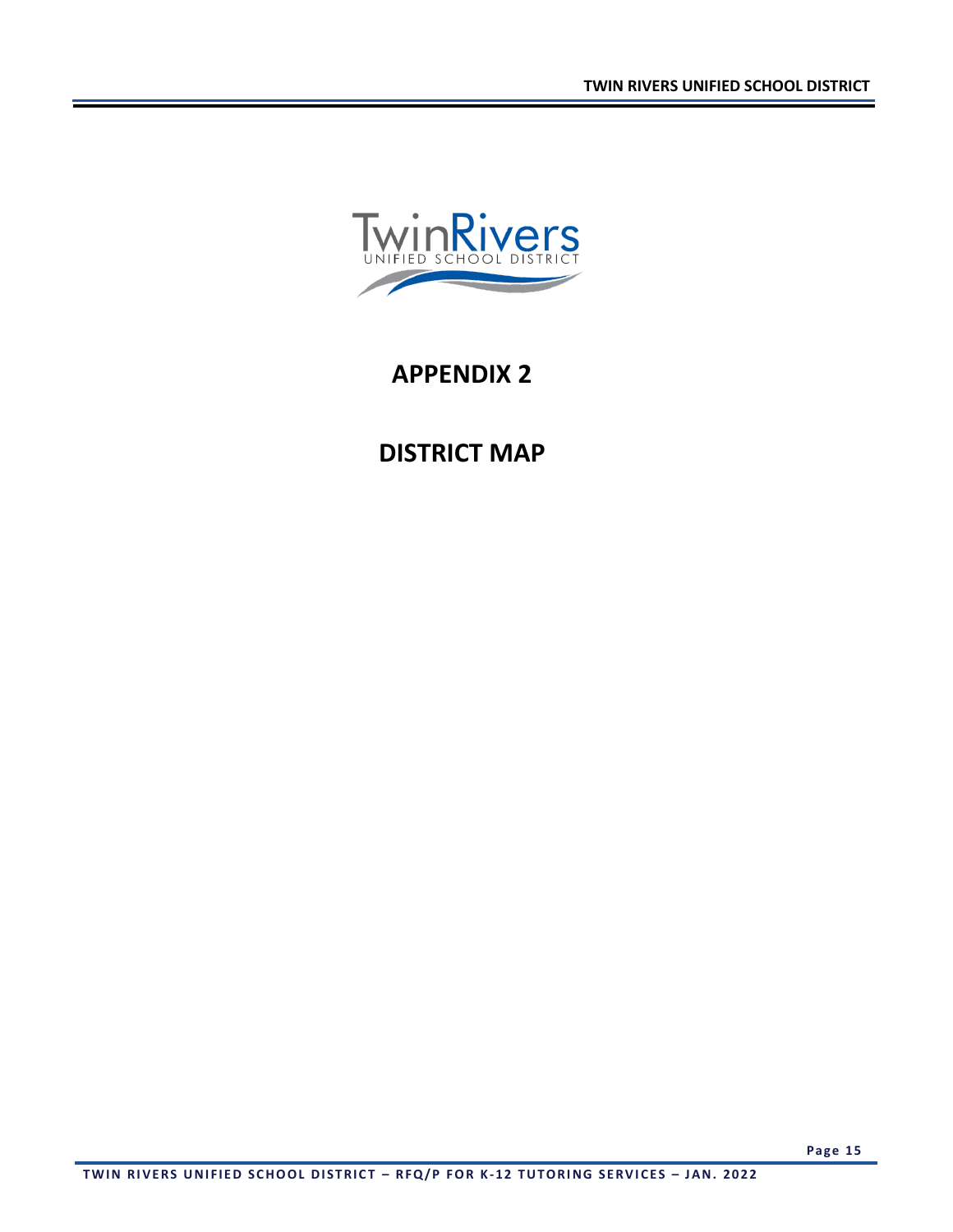# APPENDIX 2

# DISTRICT MAP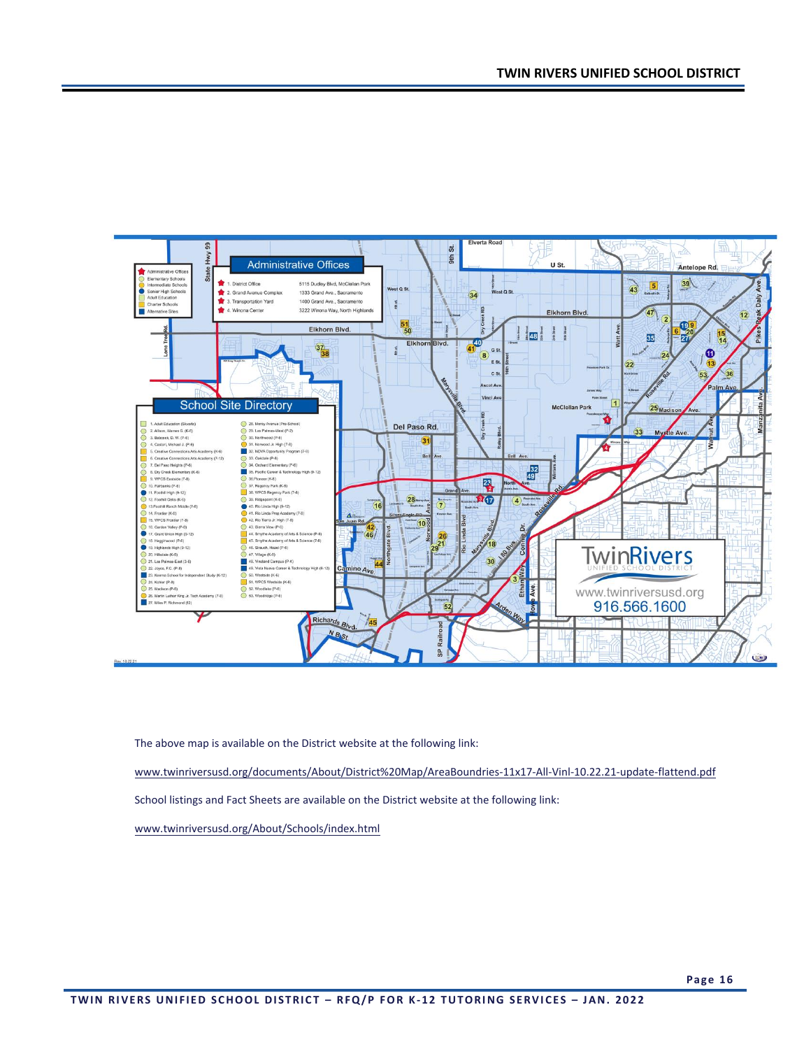Administrative Offices

1. District Office — 5115 Dudley Blvd, McClellan Park
2. Grand Avenue Complex — 1333 Grand Ave., Sacramento
3. Transportation Yard — 1400 Grand Ave., Sacramento
4. Winona Center — 3222 Winona Way, North Highlands

School Site Directory

1. Adult Education (Sites)
2. Allison, Warren G. (K-6)
3. Babcock, D. W. (P-6)
4. Castori, Michael J. (P-6)
5. Creative Connections Arts Academy (K-6)
6. Creative Connections Arts Academy (7-12)
7. Del Paso Heights (P-6)
8. Dry Creek Elementary (K-6)
9. WPCS Eastside (7-8)
10. Fairbanks (P-6)
11. Foothill High (9-12)
12. Foothill Oaks (K-6)
13. Foothill Ranch Middle (7-8)
14. Frontier (K-6)
15. WPCS Frontier (7-8)
16. Garden Valley (P-6)
17. Grant Union High (9-12)
18. Hagginwood (P-6)
19. Highlands High (9-12)
20. Hillsdale (K-6)
21. Las Palmas-East (3-6)
22. Joyce, F.C. (P-6)
23. Keema School for Independent Study (K-12)
24. Kohler (P-6)
25. Madison (P-6)
26. Martin Luther King Jr. Tech Academy (7-8)
27. Miles P. Richmond (12)
28. Morey Avenue (Pre-School)
29. Las Palmas-West (P-2)
30. Northwood (P-6)
31. Norwood Jr. High (7-8)
32. NOVA Opportunity Program (7-8)
33. Oakdale (P-6)
34. Orchard Elementary (P-6)
35. Pacific Career & Technology High (9-12)
36. Pioneer (K-6)
37. Regency Park (K-6)
38. WPCS Regency Park (7-8)
39. Ridgepoint (K-6)
40. Rio Linda High (9-12)
41. Rio Linda Prep Academy (7-8)
42. Rio Tierra Jr. High (7-8)
43. Sierra View (P-6)
44. Smythe Academy of Arts & Science (P-6)
45. Smythe Academy of Arts & Science (7-8)
46. Strauch, Hazel (P-6)
47. Village (K-6)
48. Westland Campus (P-K)
49. Vista Nueva Career & Technology High (9-12)
50. Westside (K-6)
51. WPCS Westside (K-6)
52. Woodlake (P-6)
53. Woodridge (P-6)

TwinRivers Unified School District
www.twinriversusd.org
916.566.1600

The above map is available on the District website at the following link:

www.twinriversusd.org/documents/About/District%20Map/AreaBoundries-11x17-All-Vinl-10.22.21-update-flattend.pdf

School listings and Fact Sheets are available on the District website at the following link:

www.twinriversusd.org/About/Schools/index.html